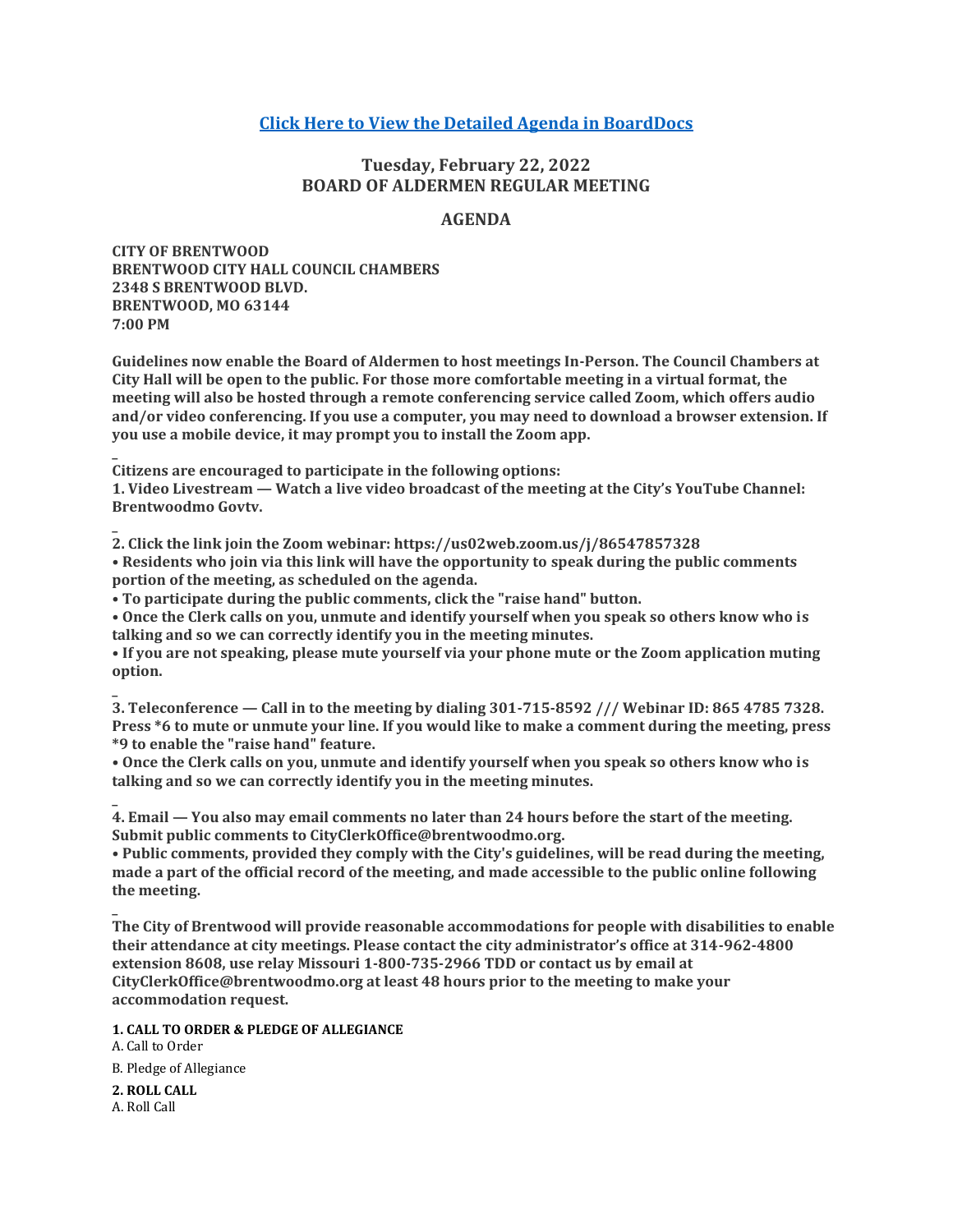**[Click Here to View the Detailed Agenda in BoardDocs]**

## Tuesday, February 22, 2022
## BOARD OF ALDERMEN REGULAR MEETING

## AGENDA

**CITY OF BRENTWOOD**
**BRENTWOOD CITY HALL COUNCIL CHAMBERS**
**2348 S BRENTWOOD BLVD.**
**BRENTWOOD, MO 63144**
**7:00 PM**

**Guidelines now enable the Board of Aldermen to host meetings In-Person. The Council Chambers at City Hall will be open to the public. For those more comfortable meeting in a virtual format, the meeting will also be hosted through a remote conferencing service called Zoom, which offers audio and/or video conferencing. If you use a computer, you may need to download a browser extension. If you use a mobile device, it may prompt you to install the Zoom app.**

_

**Citizens are encouraged to participate in the following options:**

**1. Video Livestream — Watch a live video broadcast of the meeting at the City's YouTube Channel: Brentwoodmo Govtv.**

_

**2. Click the link join the Zoom webinar: https://us02web.zoom.us/j/86547857328**

**• Residents who join via this link will have the opportunity to speak during the public comments portion of the meeting, as scheduled on the agenda.**

**• To participate during the public comments, click the "raise hand" button.**

**• Once the Clerk calls on you, unmute and identify yourself when you speak so others know who is talking and so we can correctly identify you in the meeting minutes.**

**• If you are not speaking, please mute yourself via your phone mute or the Zoom application muting option.**

_

**3. Teleconference — Call in to the meeting by dialing 301-715-8592 /// Webinar ID: 865 4785 7328. Press *6 to mute or unmute your line. If you would like to make a comment during the meeting, press *9 to enable the "raise hand" feature.**

**• Once the Clerk calls on you, unmute and identify yourself when you speak so others know who is talking and so we can correctly identify you in the meeting minutes.**

_

**4. Email — You also may email comments no later than 24 hours before the start of the meeting. Submit public comments to CityClerkOffice@brentwoodmo.org.**

**• Public comments, provided they comply with the City's guidelines, will be read during the meeting, made a part of the official record of the meeting, and made accessible to the public online following the meeting.**

_

**The City of Brentwood will provide reasonable accommodations for people with disabilities to enable their attendance at city meetings. Please contact the city administrator's office at 314-962-4800 extension 8608, use relay Missouri 1-800-735-2966 TDD or contact us by email at CityClerkOffice@brentwoodmo.org at least 48 hours prior to the meeting to make your accommodation request.**

**1. CALL TO ORDER & PLEDGE OF ALLEGIANCE**

A. Call to Order

B. Pledge of Allegiance

**2. ROLL CALL**

A. Roll Call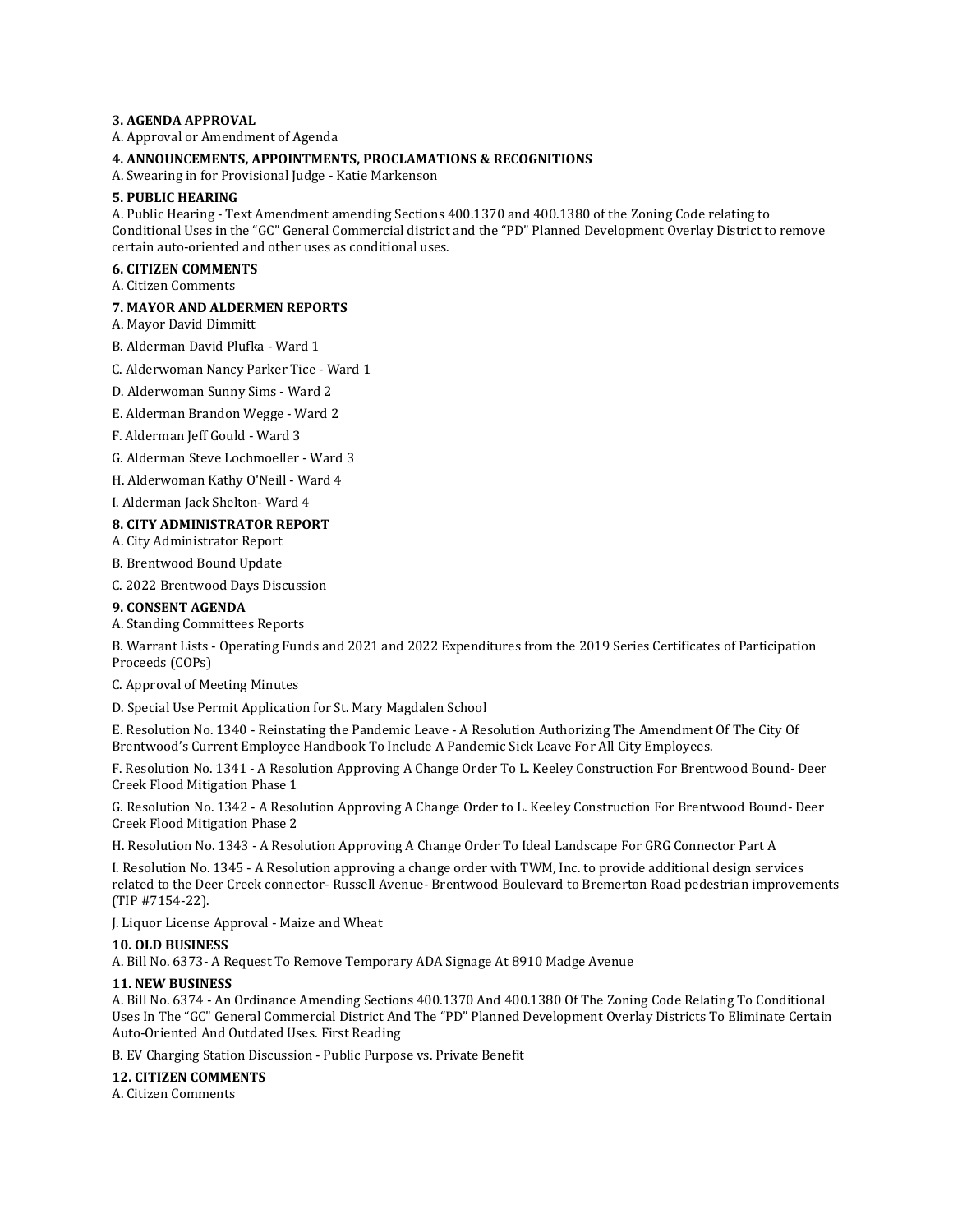**3. AGENDA APPROVAL**

A. Approval or Amendment of Agenda

**4. ANNOUNCEMENTS, APPOINTMENTS, PROCLAMATIONS & RECOGNITIONS**

A. Swearing in for Provisional Judge - Katie Markenson

**5. PUBLIC HEARING**

A. Public Hearing - Text Amendment amending Sections 400.1370 and 400.1380 of the Zoning Code relating to Conditional Uses in the "GC" General Commercial district and the "PD" Planned Development Overlay District to remove certain auto-oriented and other uses as conditional uses.

**6. CITIZEN COMMENTS**

A. Citizen Comments

**7. MAYOR AND ALDERMEN REPORTS**

A. Mayor David Dimmitt

B. Alderman David Plufka - Ward 1

C. Alderwoman Nancy Parker Tice - Ward 1

D. Alderwoman Sunny Sims - Ward 2

E. Alderman Brandon Wegge - Ward 2

F. Alderman Jeff Gould - Ward 3

G. Alderman Steve Lochmoeller - Ward 3

H. Alderwoman Kathy O'Neill - Ward 4

I. Alderman Jack Shelton- Ward 4

**8. CITY ADMINISTRATOR REPORT**

A. City Administrator Report

B. Brentwood Bound Update

C. 2022 Brentwood Days Discussion

**9. CONSENT AGENDA**

A. Standing Committees Reports

B. Warrant Lists - Operating Funds and 2021 and 2022 Expenditures from the 2019 Series Certificates of Participation Proceeds (COPs)

C. Approval of Meeting Minutes

D. Special Use Permit Application for St. Mary Magdalen School

E. Resolution No. 1340 - Reinstating the Pandemic Leave - A Resolution Authorizing The Amendment Of The City Of Brentwood's Current Employee Handbook To Include A Pandemic Sick Leave For All City Employees.

F. Resolution No. 1341 - A Resolution Approving A Change Order To L. Keeley Construction For Brentwood Bound- Deer Creek Flood Mitigation Phase 1

G. Resolution No. 1342 - A Resolution Approving A Change Order to L. Keeley Construction For Brentwood Bound- Deer Creek Flood Mitigation Phase 2

H. Resolution No. 1343 - A Resolution Approving A Change Order To Ideal Landscape For GRG Connector Part A

I. Resolution No. 1345 - A Resolution approving a change order with TWM, Inc. to provide additional design services related to the Deer Creek connector- Russell Avenue- Brentwood Boulevard to Bremerton Road pedestrian improvements (TIP #7154-22).

J. Liquor License Approval - Maize and Wheat

**10. OLD BUSINESS**

A. Bill No. 6373- A Request To Remove Temporary ADA Signage At 8910 Madge Avenue

**11. NEW BUSINESS**

A. Bill No. 6374 - An Ordinance Amending Sections 400.1370 And 400.1380 Of The Zoning Code Relating To Conditional Uses In The "GC" General Commercial District And The "PD" Planned Development Overlay Districts To Eliminate Certain Auto-Oriented And Outdated Uses. First Reading

B. EV Charging Station Discussion - Public Purpose vs. Private Benefit

**12. CITIZEN COMMENTS**

A. Citizen Comments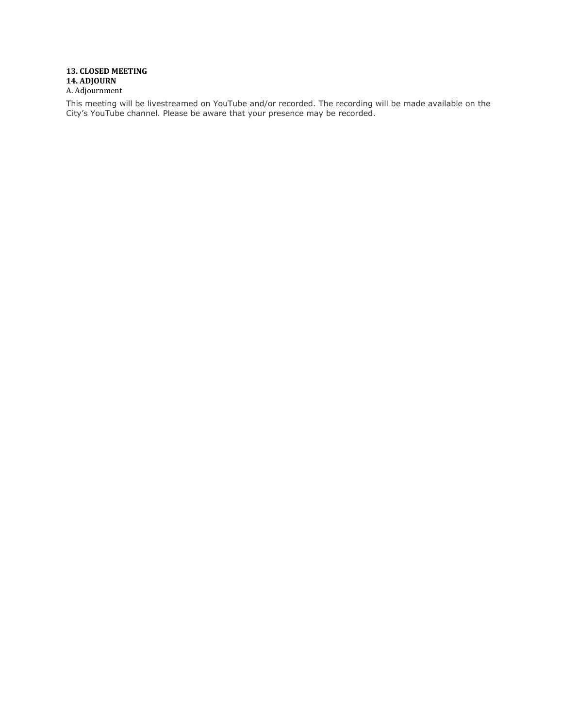**13. CLOSED MEETING**

**14. ADJOURN**

A. Adjournment

This meeting will be livestreamed on YouTube and/or recorded. The recording will be made available on the City's YouTube channel. Please be aware that your presence may be recorded.